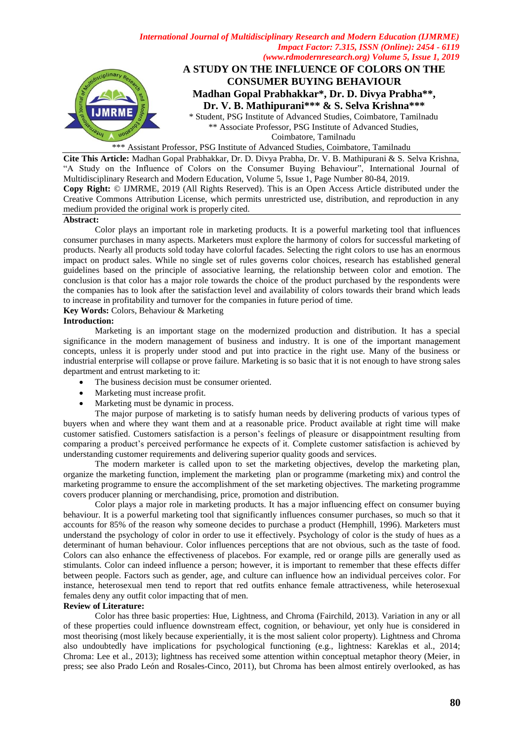# A STUDY ON THE INFLUENCE OF COLORS ON THE CONSUMER BUYING BEHAVIOUR

**Madhan Gopal Prabhakkar\*, Dr. D. Divya Prabha\*\*, Dr. V. B. Mathipurani\*\*\* & S. Selva Krishna\*\*\***

\* Student, PSG Institute of Advanced Studies, Coimbatore, Tamilnadu

\*\* Associate Professor, PSG Institute of Advanced Studies, Coimbatore, Tamilnadu

\*\*\* Assistant Professor, PSG Institute of Advanced Studies, Coimbatore, Tamilnadu

**Cite This Article:** Madhan Gopal Prabhakkar, Dr. D. Divya Prabha, Dr. V. B. Mathipurani & S. Selva Krishna, "A Study on the Influence of Colors on the Consumer Buying Behaviour", International Journal of Multidisciplinary Research and Modern Education, Volume 5, Issue 1, Page Number 80-84, 2019.

**Copy Right:** © IJMRME, 2019 (All Rights Reserved). This is an Open Access Article distributed under the Creative Commons Attribution License, which permits unrestricted use, distribution, and reproduction in any medium provided the original work is properly cited.

**Abstract:**

Color plays an important role in marketing products. It is a powerful marketing tool that influences consumer purchases in many aspects. Marketers must explore the harmony of colors for successful marketing of products. Nearly all products sold today have colorful facades. Selecting the right colors to use has an enormous impact on product sales. While no single set of rules governs color choices, research has established general guidelines based on the principle of associative learning, the relationship between color and emotion. The conclusion is that color has a major role towards the choice of the product purchased by the respondents were the companies has to look after the satisfaction level and availability of colors towards their brand which leads to increase in profitability and turnover for the companies in future period of time.

**Key Words:** Colors, Behaviour & Marketing

**Introduction:**

Marketing is an important stage on the modernized production and distribution. It has a special significance in the modern management of business and industry. It is one of the important management concepts, unless it is properly under stood and put into practice in the right use. Many of the business or industrial enterprise will collapse or prove failure. Marketing is so basic that it is not enough to have strong sales department and entrust marketing to it:

- The business decision must be consumer oriented.
- Marketing must increase profit.
- Marketing must be dynamic in process.

The major purpose of marketing is to satisfy human needs by delivering products of various types of buyers when and where they want them and at a reasonable price. Product available at right time will make customer satisfied. Customers satisfaction is a person's feelings of pleasure or disappointment resulting from comparing a product's perceived performance he expects of it. Complete customer satisfaction is achieved by understanding customer requirements and delivering superior quality goods and services.

The modern marketer is called upon to set the marketing objectives, develop the marketing plan, organize the marketing function, implement the marketing plan or programme (marketing mix) and control the marketing programme to ensure the accomplishment of the set marketing objectives. The marketing programme covers producer planning or merchandising, price, promotion and distribution.

Color plays a major role in marketing products. It has a major influencing effect on consumer buying behaviour. It is a powerful marketing tool that significantly influences consumer purchases, so much so that it accounts for 85% of the reason why someone decides to purchase a product (Hemphill, 1996). Marketers must understand the psychology of color in order to use it effectively. Psychology of color is the study of hues as a determinant of human behaviour. Color influences perceptions that are not obvious, such as the taste of food. Colors can also enhance the effectiveness of placebos. For example, red or orange pills are generally used as stimulants. Color can indeed influence a person; however, it is important to remember that these effects differ between people. Factors such as gender, age, and culture can influence how an individual perceives color. For instance, heterosexual men tend to report that red outfits enhance female attractiveness, while heterosexual females deny any outfit color impacting that of men.

**Review of Literature:**

Color has three basic properties: Hue, Lightness, and Chroma (Fairchild, 2013). Variation in any or all of these properties could influence downstream effect, cognition, or behaviour, yet only hue is considered in most theorising (most likely because experientially, it is the most salient color property). Lightness and Chroma also undoubtedly have implications for psychological functioning (e.g., lightness: Kareklas et al., 2014; Chroma: Lee et al., 2013); lightness has received some attention within conceptual metaphor theory (Meier, in press; see also Prado León and Rosales-Cinco, 2011), but Chroma has been almost entirely overlooked, as has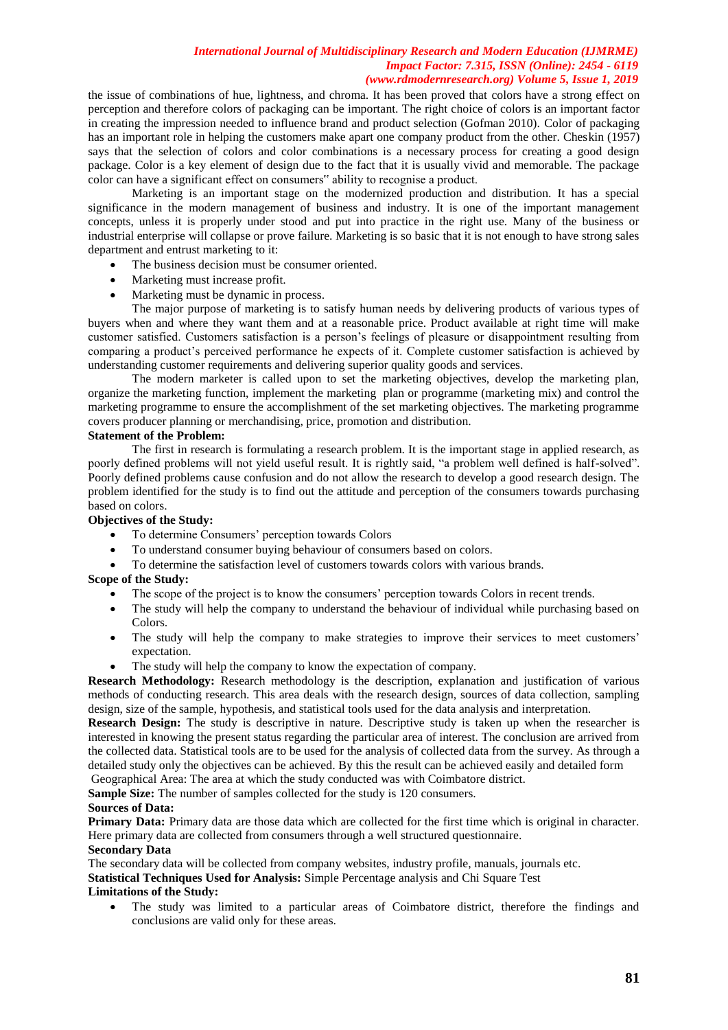the issue of combinations of hue, lightness, and chroma. It has been proved that colors have a strong effect on perception and therefore colors of packaging can be important. The right choice of colors is an important factor in creating the impression needed to influence brand and product selection (Gofman 2010). Color of packaging has an important role in helping the customers make apart one company product from the other. Cheskin (1957) says that the selection of colors and color combinations is a necessary process for creating a good design package. Color is a key element of design due to the fact that it is usually vivid and memorable. The package color can have a significant effect on consumers‟ ability to recognise a product.

Marketing is an important stage on the modernized production and distribution. It has a special significance in the modern management of business and industry. It is one of the important management concepts, unless it is properly under stood and put into practice in the right use. Many of the business or industrial enterprise will collapse or prove failure. Marketing is so basic that it is not enough to have strong sales department and entrust marketing to it:

- The business decision must be consumer oriented.
- Marketing must increase profit.
- Marketing must be dynamic in process.

The major purpose of marketing is to satisfy human needs by delivering products of various types of buyers when and where they want them and at a reasonable price. Product available at right time will make customer satisfied. Customers satisfaction is a person's feelings of pleasure or disappointment resulting from comparing a product's perceived performance he expects of it. Complete customer satisfaction is achieved by understanding customer requirements and delivering superior quality goods and services.

The modern marketer is called upon to set the marketing objectives, develop the marketing plan, organize the marketing function, implement the marketing plan or programme (marketing mix) and control the marketing programme to ensure the accomplishment of the set marketing objectives. The marketing programme covers producer planning or merchandising, price, promotion and distribution.

**Statement of the Problem:**

The first in research is formulating a research problem. It is the important stage in applied research, as poorly defined problems will not yield useful result. It is rightly said, "a problem well defined is half-solved". Poorly defined problems cause confusion and do not allow the research to develop a good research design. The problem identified for the study is to find out the attitude and perception of the consumers towards purchasing based on colors.

**Objectives of the Study:**

- To determine Consumers' perception towards Colors
- To understand consumer buying behaviour of consumers based on colors.
- To determine the satisfaction level of customers towards colors with various brands.

**Scope of the Study:**

- The scope of the project is to know the consumers' perception towards Colors in recent trends.
- The study will help the company to understand the behaviour of individual while purchasing based on Colors.
- The study will help the company to make strategies to improve their services to meet customers' expectation.
- The study will help the company to know the expectation of company.

**Research Methodology:** Research methodology is the description, explanation and justification of various methods of conducting research. This area deals with the research design, sources of data collection, sampling design, size of the sample, hypothesis, and statistical tools used for the data analysis and interpretation.

**Research Design:** The study is descriptive in nature. Descriptive study is taken up when the researcher is interested in knowing the present status regarding the particular area of interest. The conclusion are arrived from the collected data. Statistical tools are to be used for the analysis of collected data from the survey. As through a detailed study only the objectives can be achieved. By this the result can be achieved easily and detailed form

Geographical Area: The area at which the study conducted was with Coimbatore district.

**Sample Size:** The number of samples collected for the study is 120 consumers.

**Sources of Data:**

**Primary Data:** Primary data are those data which are collected for the first time which is original in character. Here primary data are collected from consumers through a well structured questionnaire.

**Secondary Data**

The secondary data will be collected from company websites, industry profile, manuals, journals etc.

**Statistical Techniques Used for Analysis:** Simple Percentage analysis and Chi Square Test

**Limitations of the Study:**

- The study was limited to a particular areas of Coimbatore district, therefore the findings and conclusions are valid only for these areas.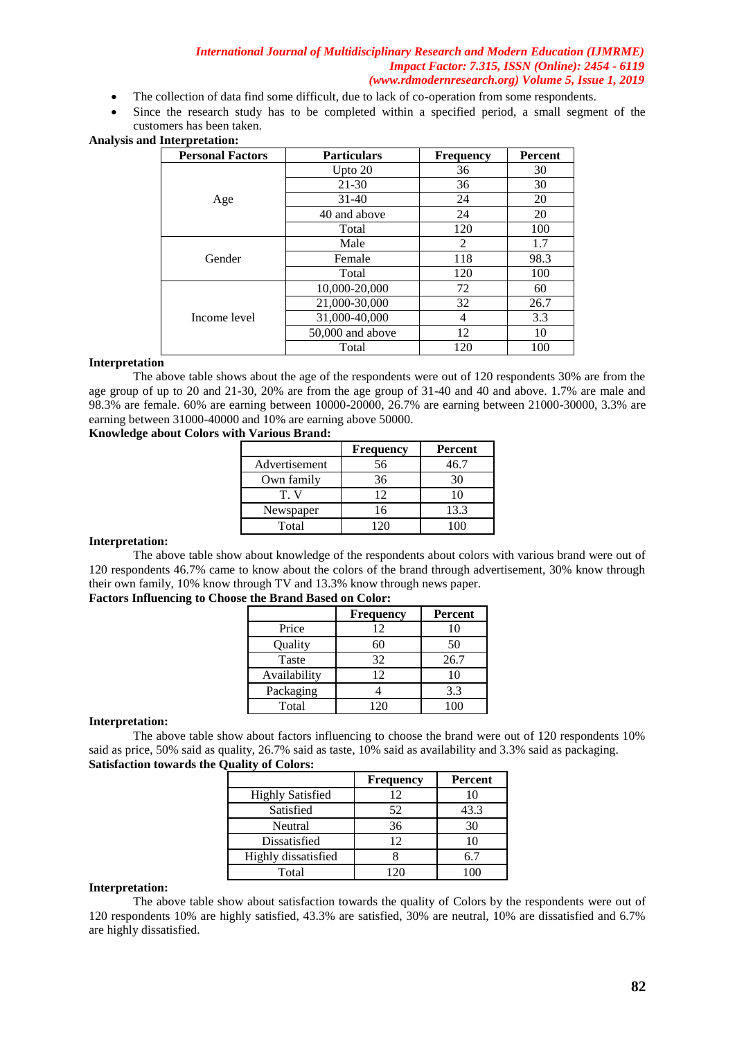- The collection of data find some difficult, due to lack of co-operation from some respondents.
- Since the research study has to be completed within a specified period, a small segment of the customers has been taken.

**Analysis and Interpretation:**

| Personal Factors | Particulars | Frequency | Percent |
|---|---|---|---|
| Age | Upto 20 | 36 | 30 |
| | 21-30 | 36 | 30 |
| | 31-40 | 24 | 20 |
| | 40 and above | 24 | 20 |
| | Total | 120 | 100 |
| Gender | Male | 2 | 1.7 |
| | Female | 118 | 98.3 |
| | Total | 120 | 100 |
| Income level | 10,000-20,000 | 72 | 60 |
| | 21,000-30,000 | 32 | 26.7 |
| | 31,000-40,000 | 4 | 3.3 |
| | 50,000 and above | 12 | 10 |
| | Total | 120 | 100 |

**Interpretation**

The above table shows about the age of the respondents were out of 120 respondents 30% are from the age group of up to 20 and 21-30, 20% are from the age group of 31-40 and 40 and above. 1.7% are male and 98.3% are female. 60% are earning between 10000-20000, 26.7% are earning between 21000-30000, 3.3% are earning between 31000-40000 and 10% are earning above 50000.

**Knowledge about Colors with Various Brand:**

| | Frequency | Percent |
|---|---|---|
| Advertisement | 56 | 46.7 |
| Own family | 36 | 30 |
| T. V | 12 | 10 |
| Newspaper | 16 | 13.3 |
| Total | 120 | 100 |

**Interpretation:**

The above table show about knowledge of the respondents about colors with various brand were out of 120 respondents 46.7% came to know about the colors of the brand through advertisement, 30% know through their own family, 10% know through TV and 13.3% know through news paper.

**Factors Influencing to Choose the Brand Based on Color:**

| | Frequency | Percent |
|---|---|---|
| Price | 12 | 10 |
| Quality | 60 | 50 |
| Taste | 32 | 26.7 |
| Availability | 12 | 10 |
| Packaging | 4 | 3.3 |
| Total | 120 | 100 |

**Interpretation:**

The above table show about factors influencing to choose the brand were out of 120 respondents 10% said as price, 50% said as quality, 26.7% said as taste, 10% said as availability and 3.3% said as packaging.

**Satisfaction towards the Quality of Colors:**

| | Frequency | Percent |
|---|---|---|
| Highly Satisfied | 12 | 10 |
| Satisfied | 52 | 43.3 |
| Neutral | 36 | 30 |
| Dissatisfied | 12 | 10 |
| Highly dissatisfied | 8 | 6.7 |
| Total | 120 | 100 |

**Interpretation:**

The above table show about satisfaction towards the quality of Colors by the respondents were out of 120 respondents 10% are highly satisfied, 43.3% are satisfied, 30% are neutral, 10% are dissatisfied and 6.7% are highly dissatisfied.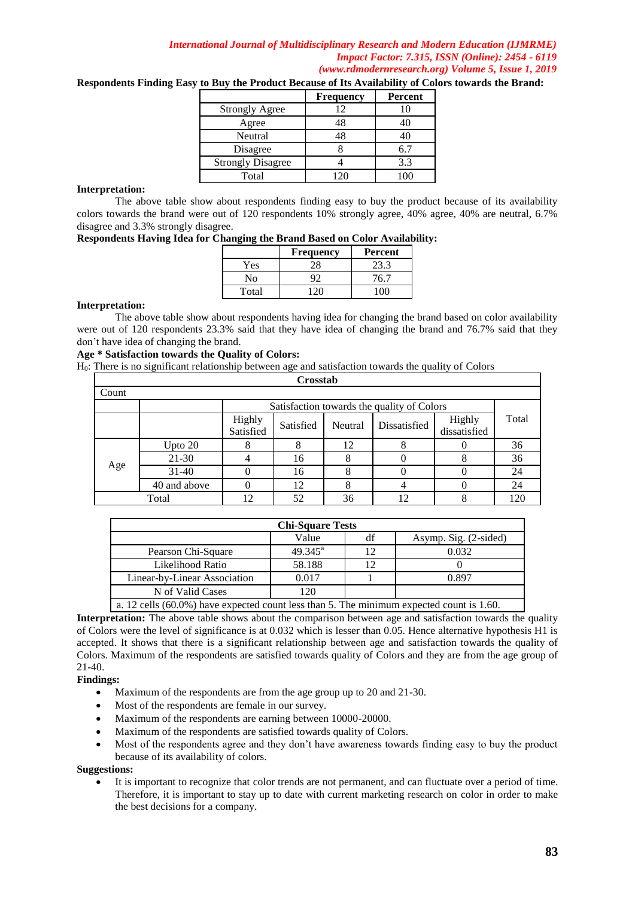**Respondents Finding Easy to Buy the Product Because of Its Availability of Colors towards the Brand:**

| | Frequency | Percent |
|---|---|---|
| Strongly Agree | 12 | 10 |
| Agree | 48 | 40 |
| Neutral | 48 | 40 |
| Disagree | 8 | 6.7 |
| Strongly Disagree | 4 | 3.3 |
| Total | 120 | 100 |

**Interpretation:**

The above table show about respondents finding easy to buy the product because of its availability colors towards the brand were out of 120 respondents 10% strongly agree, 40% agree, 40% are neutral, 6.7% disagree and 3.3% strongly disagree.

**Respondents Having Idea for Changing the Brand Based on Color Availability:**

| | Frequency | Percent |
|---|---|---|
| Yes | 28 | 23.3 |
| No | 92 | 76.7 |
| Total | 120 | 100 |

**Interpretation:**

The above table show about respondents having idea for changing the brand based on color availability were out of 120 respondents 23.3% said that they have idea of changing the brand and 76.7% said that they don't have idea of changing the brand.

**Age * Satisfaction towards the Quality of Colors:**

$H_0$: There is no significant relationship between age and satisfaction towards the quality of Colors

**Crosstab**

Count

| | | Satisfaction towards the quality of Colors | | | | | Total |
|---|---|---|---|---|---|---|---|
| | | Highly Satisfied | Satisfied | Neutral | Dissatisfied | Highly dissatisfied | |
| Age | Upto 20 | 8 | 8 | 12 | 8 | 0 | 36 |
| | 21-30 | 4 | 16 | 8 | 0 | 8 | 36 |
| | 31-40 | 0 | 16 | 8 | 0 | 0 | 24 |
| | 40 and above | 0 | 12 | 8 | 4 | 0 | 24 |
| Total | | 12 | 52 | 36 | 12 | 8 | 120 |

**Chi-Square Tests**

| | Value | df | Asymp. Sig. (2-sided) |
|---|---|---|---|
| Pearson Chi-Square | 49.345[a] | 12 | 0.032 |
| Likelihood Ratio | 58.188 | 12 | 0 |
| Linear-by-Linear Association | 0.017 | 1 | 0.897 |
| N of Valid Cases | 120 | | |

a. 12 cells (60.0%) have expected count less than 5. The minimum expected count is 1.60.

**Interpretation:** The above table shows about the comparison between age and satisfaction towards the quality of Colors were the level of significance is at 0.032 which is lesser than 0.05. Hence alternative hypothesis H1 is accepted. It shows that there is a significant relationship between age and satisfaction towards the quality of Colors. Maximum of the respondents are satisfied towards quality of Colors and they are from the age group of 21-40.

**Findings:**

- Maximum of the respondents are from the age group up to 20 and 21-30.
- Most of the respondents are female in our survey.
- Maximum of the respondents are earning between 10000-20000.
- Maximum of the respondents are satisfied towards quality of Colors.
- Most of the respondents agree and they don't have awareness towards finding easy to buy the product because of its availability of colors.

**Suggestions:**

- It is important to recognize that color trends are not permanent, and can fluctuate over a period of time. Therefore, it is important to stay up to date with current marketing research on color in order to make the best decisions for a company.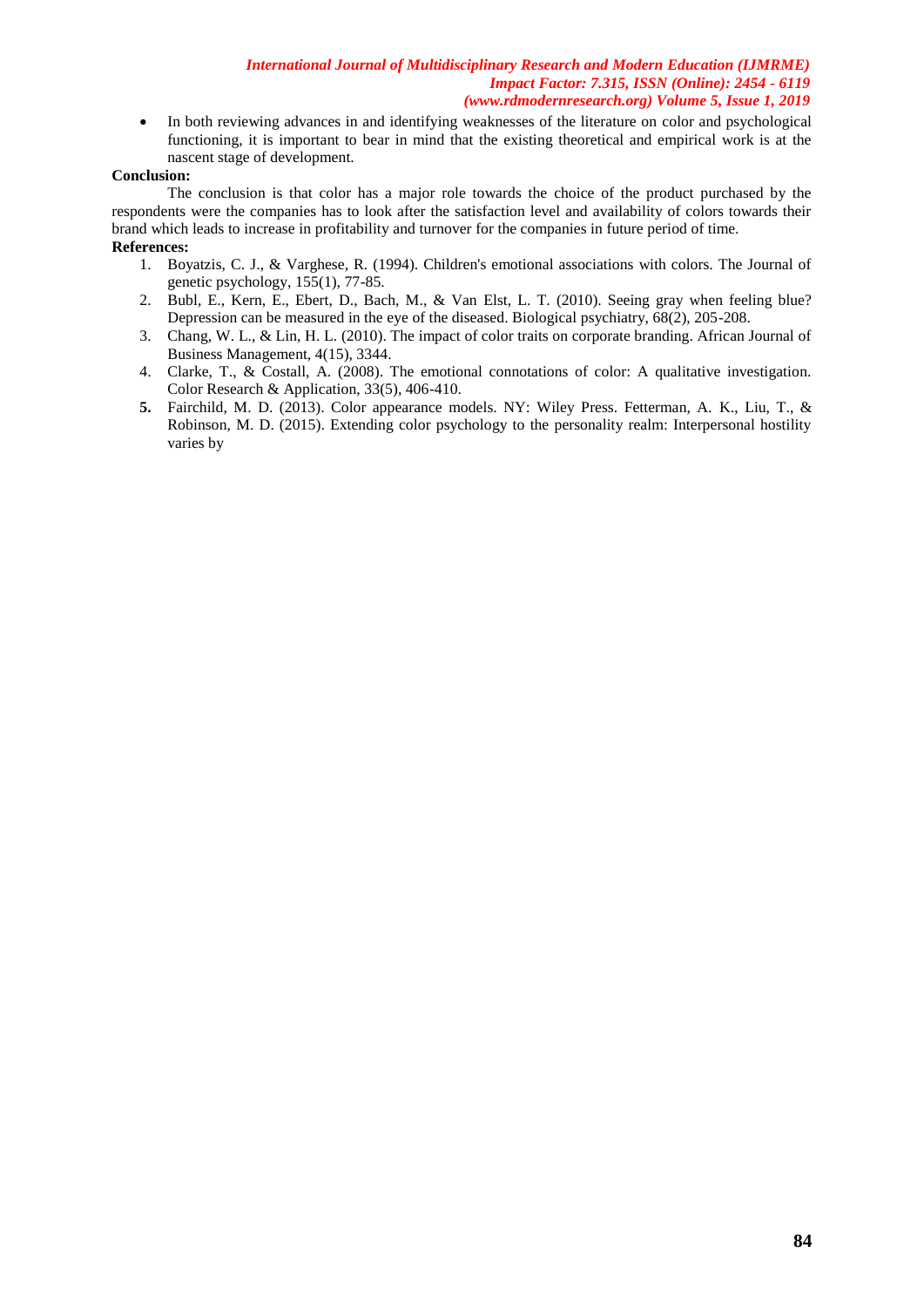- In both reviewing advances in and identifying weaknesses of the literature on color and psychological functioning, it is important to bear in mind that the existing theoretical and empirical work is at the nascent stage of development.

**Conclusion:**

The conclusion is that color has a major role towards the choice of the product purchased by the respondents were the companies has to look after the satisfaction level and availability of colors towards their brand which leads to increase in profitability and turnover for the companies in future period of time.

**References:**

1. Boyatzis, C. J., & Varghese, R. (1994). Children's emotional associations with colors. The Journal of genetic psychology, 155(1), 77-85.
2. Bubl, E., Kern, E., Ebert, D., Bach, M., & Van Elst, L. T. (2010). Seeing gray when feeling blue? Depression can be measured in the eye of the diseased. Biological psychiatry, 68(2), 205-208.
3. Chang, W. L., & Lin, H. L. (2010). The impact of color traits on corporate branding. African Journal of Business Management, 4(15), 3344.
4. Clarke, T., & Costall, A. (2008). The emotional connotations of color: A qualitative investigation. Color Research & Application, 33(5), 406-410.
5. Fairchild, M. D. (2013). Color appearance models. NY: Wiley Press. Fetterman, A. K., Liu, T., & Robinson, M. D. (2015). Extending color psychology to the personality realm: Interpersonal hostility varies by